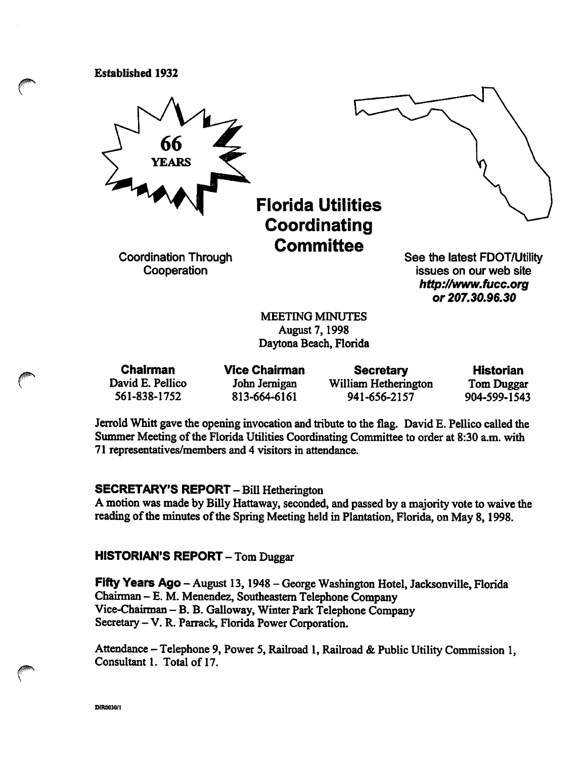Established 1932

66 YEARS

# Florida Utilities Coordinating Committee

Coordination Through Cooperation

See the latest FDOT/Utility issues on our web site ***http://www.fucc.org or 207.30.96.30***

MEETING MINUTES
August 7, 1998
Daytona Beach, Florida

| **Chairman** | **Vice Chairman** | **Secretary** | **Historian** |
|---|---|---|---|
| David E. Pellico | John Jernigan | William Hetherington | Tom Duggar |
| 561-838-1752 | 813-664-6161 | 941-656-2157 | 904-599-1543 |

Jerrold Whitt gave the opening invocation and tribute to the flag. David E. Pellico called the Summer Meeting of the Florida Utilities Coordinating Committee to order at 8:30 a.m. with 71 representatives/members and 4 visitors in attendance.

### SECRETARY'S REPORT – Bill Hetherington

A motion was made by Billy Hattaway, seconded, and passed by a majority vote to waive the reading of the minutes of the Spring Meeting held in Plantation, Florida, on May 8, 1998.

### HISTORIAN'S REPORT – Tom Duggar

**Fifty Years Ago** – August 13, 1948 – George Washington Hotel, Jacksonville, Florida
Chairman – E. M. Menendez, Southeastern Telephone Company
Vice-Chairman – B. B. Galloway, Winter Park Telephone Company
Secretary – V. R. Parrack, Florida Power Corporation.

Attendance – Telephone 9, Power 5, Railroad 1, Railroad & Public Utility Commission 1, Consultant 1. Total of 17.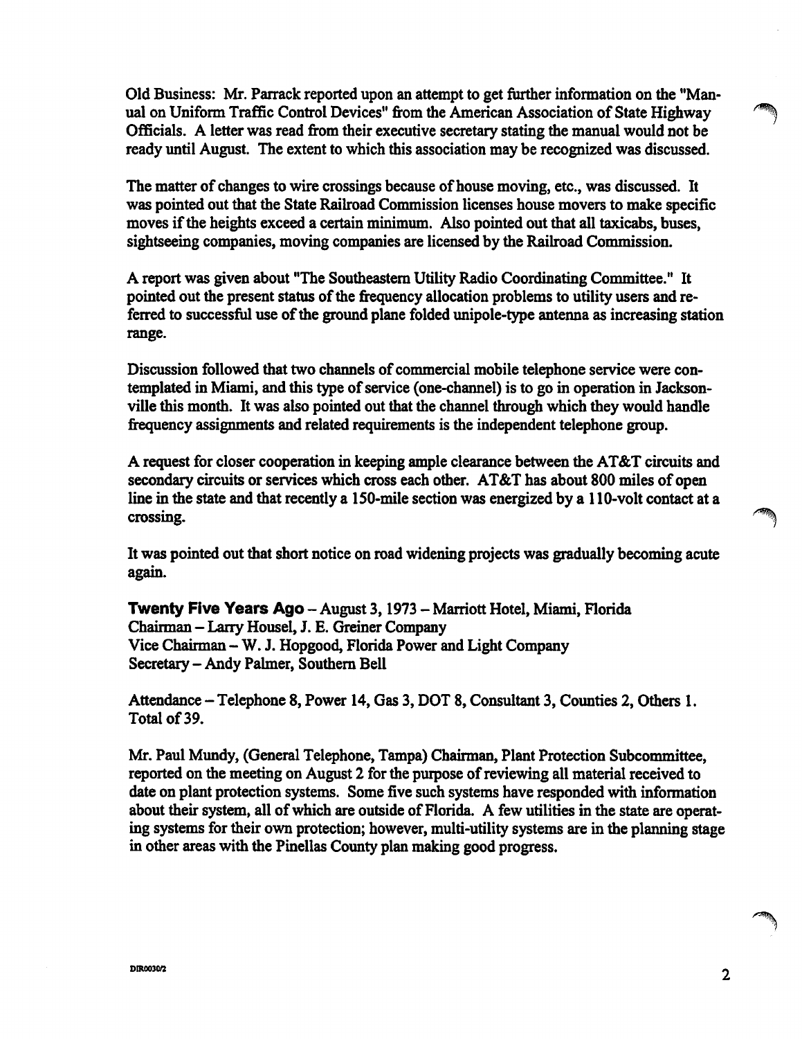Old Business: Mr. Parrack reported upon an attempt to get further information on the "Manual on Uniform Traffic Control Devices" from the American Association of State Highway Officials. A letter was read from their executive secretary stating the manual would not be ready until August. The extent to which this association may be recognized was discussed.

The matter of changes to wire crossings because of house moving, etc., was discussed. It was pointed out that the State Railroad Commission licenses house movers to make specific moves if the heights exceed a certain minimum. Also pointed out that all taxicabs, buses, sightseeing companies, moving companies are licensed by the Railroad Commission.

A report was given about "The Southeastern Utility Radio Coordinating Committee." It pointed out the present status of the frequency allocation problems to utility users and referred to successful use of the ground plane folded unipole-type antenna as increasing station range.

Discussion followed that two channels of commercial mobile telephone service were contemplated in Miami, and this type of service (one-channel) is to go in operation in Jacksonville this month. It was also pointed out that the channel through which they would handle frequency assignments and related requirements is the independent telephone group.

A request for closer cooperation in keeping ample clearance between the AT&T circuits and secondary circuits or services which cross each other. AT&T has about 800 miles of open line in the state and that recently a 150-mile section was energized by a 110-volt contact at a crossing.

It was pointed out that short notice on road widening projects was gradually becoming acute again.

**Twenty Five Years Ago** – August 3, 1973 – Marriott Hotel, Miami, Florida
Chairman – Larry Housel, J. E. Greiner Company
Vice Chairman – W. J. Hopgood, Florida Power and Light Company
Secretary – Andy Palmer, Southern Bell

Attendance – Telephone 8, Power 14, Gas 3, DOT 8, Consultant 3, Counties 2, Others 1. Total of 39.

Mr. Paul Mundy, (General Telephone, Tampa) Chairman, Plant Protection Subcommittee, reported on the meeting on August 2 for the purpose of reviewing all material received to date on plant protection systems. Some five such systems have responded with information about their system, all of which are outside of Florida. A few utilities in the state are operating systems for their own protection; however, multi-utility systems are in the planning stage in other areas with the Pinellas County plan making good progress.

DIR0030/2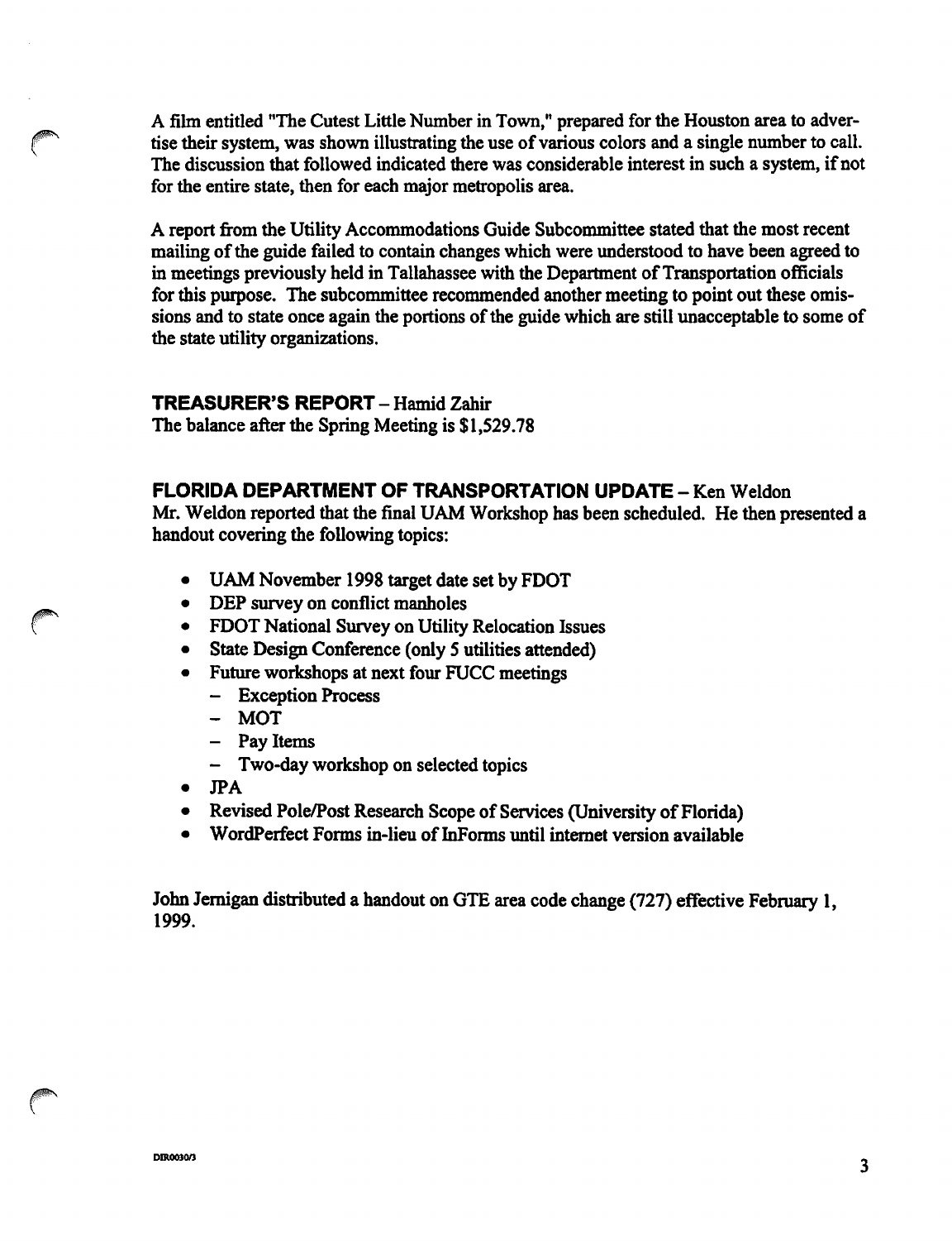A film entitled "The Cutest Little Number in Town," prepared for the Houston area to advertise their system, was shown illustrating the use of various colors and a single number to call. The discussion that followed indicated there was considerable interest in such a system, if not for the entire state, then for each major metropolis area.

A report from the Utility Accommodations Guide Subcommittee stated that the most recent mailing of the guide failed to contain changes which were understood to have been agreed to in meetings previously held in Tallahassee with the Department of Transportation officials for this purpose. The subcommittee recommended another meeting to point out these omissions and to state once again the portions of the guide which are still unacceptable to some of the state utility organizations.

**TREASURER'S REPORT** – Hamid Zahir
The balance after the Spring Meeting is $1,529.78

**FLORIDA DEPARTMENT OF TRANSPORTATION UPDATE** – Ken Weldon
Mr. Weldon reported that the final UAM Workshop has been scheduled. He then presented a handout covering the following topics:

- UAM November 1998 target date set by FDOT
- DEP survey on conflict manholes
- FDOT National Survey on Utility Relocation Issues
- State Design Conference (only 5 utilities attended)
- Future workshops at next four FUCC meetings
  - Exception Process
  - MOT
  - Pay Items
  - Two-day workshop on selected topics
- JPA
- Revised Pole/Post Research Scope of Services (University of Florida)
- WordPerfect Forms in-lieu of InForms until internet version available

John Jernigan distributed a handout on GTE area code change (727) effective February 1, 1999.

DIR0030/3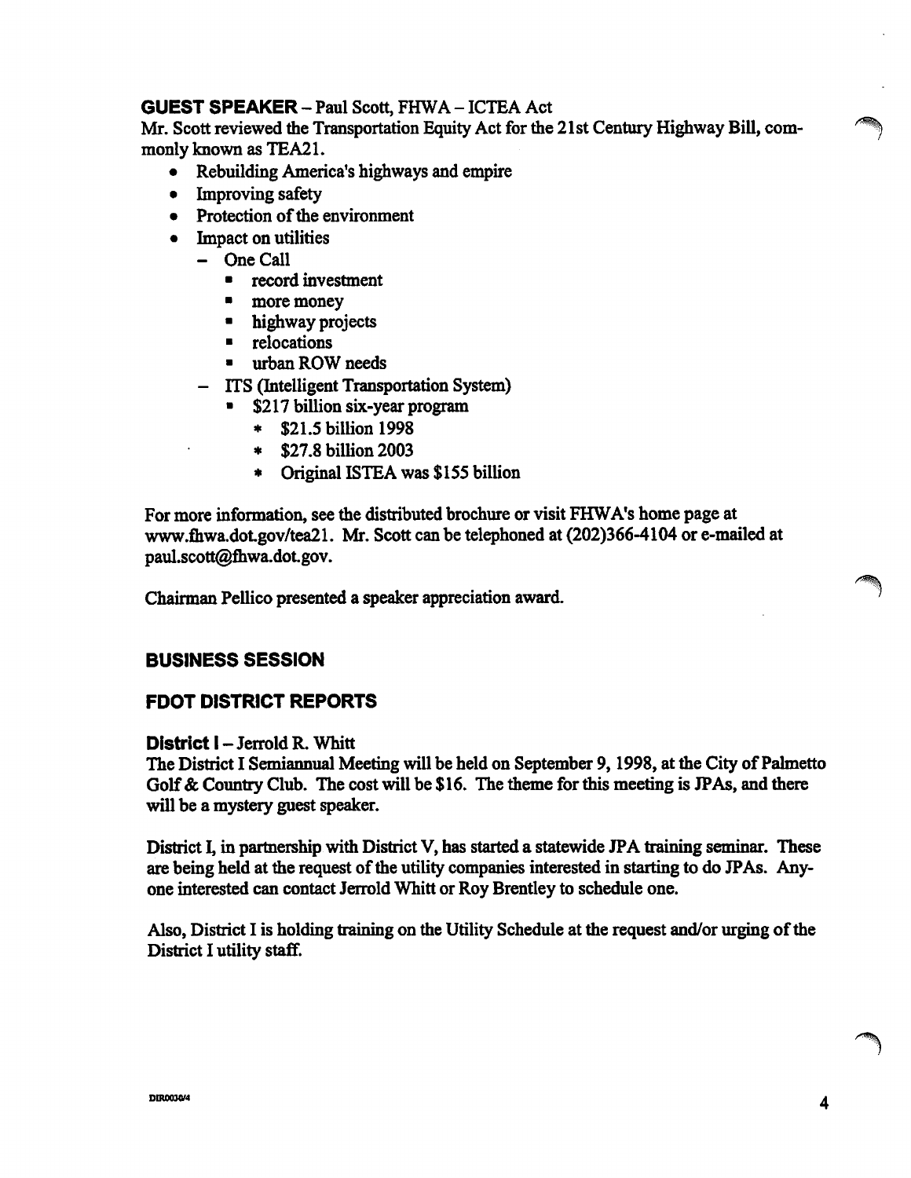### GUEST SPEAKER – Paul Scott, FHWA – ICTEA Act

Mr. Scott reviewed the Transportation Equity Act for the 21st Century Highway Bill, commonly known as TEA21.

- Rebuilding America's highways and empire
- Improving safety
- Protection of the environment
- Impact on utilities
  - One Call
    - record investment
    - more money
    - highway projects
    - relocations
    - urban ROW needs
  - ITS (Intelligent Transportation System)
    - $217 billion six-year program
      - $21.5 billion 1998
      - $27.8 billion 2003
      - Original ISTEA was $155 billion

For more information, see the distributed brochure or visit FHWA's home page at www.fhwa.dot.gov/tea21. Mr. Scott can be telephoned at (202)366-4104 or e-mailed at paul.scott@fhwa.dot.gov.

Chairman Pellico presented a speaker appreciation award.

## BUSINESS SESSION

## FDOT DISTRICT REPORTS

### District I – Jerrold R. Whitt

The District I Semiannual Meeting will be held on September 9, 1998, at the City of Palmetto Golf & Country Club. The cost will be $16. The theme for this meeting is JPAs, and there will be a mystery guest speaker.

District I, in partnership with District V, has started a statewide JPA training seminar. These are being held at the request of the utility companies interested in starting to do JPAs. Anyone interested can contact Jerrold Whitt or Roy Brentley to schedule one.

Also, District I is holding training on the Utility Schedule at the request and/or urging of the District I utility staff.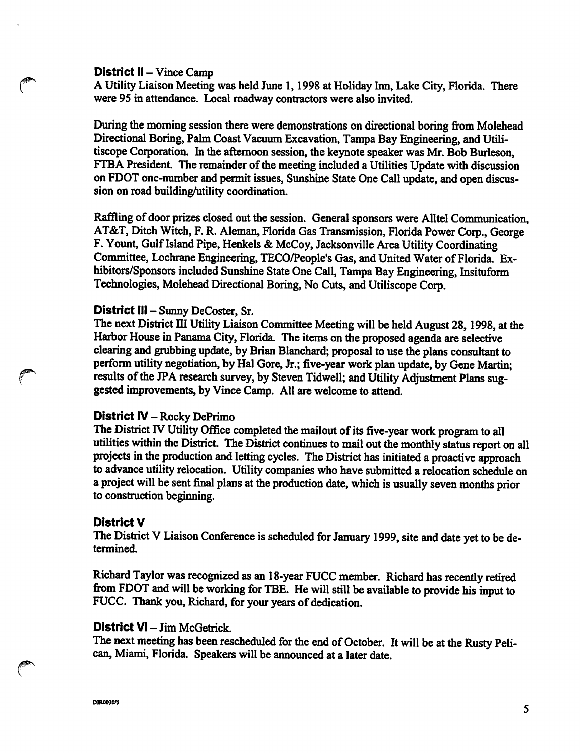**District II** – Vince Camp

A Utility Liaison Meeting was held June 1, 1998 at Holiday Inn, Lake City, Florida. There were 95 in attendance. Local roadway contractors were also invited.

During the morning session there were demonstrations on directional boring from Molehead Directional Boring, Palm Coast Vacuum Excavation, Tampa Bay Engineering, and Utiliscope Corporation. In the afternoon session, the keynote speaker was Mr. Bob Burleson, FTBA President. The remainder of the meeting included a Utilities Update with discussion on FDOT one-number and permit issues, Sunshine State One Call update, and open discussion on road building/utility coordination.

Raffling of door prizes closed out the session. General sponsors were Alltel Communication, AT&T, Ditch Witch, F. R. Aleman, Florida Gas Transmission, Florida Power Corp., George F. Yount, Gulf Island Pipe, Henkels & McCoy, Jacksonville Area Utility Coordinating Committee, Lochrane Engineering, TECO/People's Gas, and United Water of Florida. Exhibitors/Sponsors included Sunshine State One Call, Tampa Bay Engineering, Insituform Technologies, Molehead Directional Boring, No Cuts, and Utiliscope Corp.

**District III** – Sunny DeCoster, Sr.

The next District III Utility Liaison Committee Meeting will be held August 28, 1998, at the Harbor House in Panama City, Florida. The items on the proposed agenda are selective clearing and grubbing update, by Brian Blanchard; proposal to use the plans consultant to perform utility negotiation, by Hal Gore, Jr.; five-year work plan update, by Gene Martin; results of the JPA research survey, by Steven Tidwell; and Utility Adjustment Plans suggested improvements, by Vince Camp. All are welcome to attend.

**District IV** – Rocky DePrimo

The District IV Utility Office completed the mailout of its five-year work program to all utilities within the District. The District continues to mail out the monthly status report on all projects in the production and letting cycles. The District has initiated a proactive approach to advance utility relocation. Utility companies who have submitted a relocation schedule on a project will be sent final plans at the production date, which is usually seven months prior to construction beginning.

**District V**

The District V Liaison Conference is scheduled for January 1999, site and date yet to be determined.

Richard Taylor was recognized as an 18-year FUCC member. Richard has recently retired from FDOT and will be working for TBE. He will still be available to provide his input to FUCC. Thank you, Richard, for your years of dedication.

**District VI** – Jim McGetrick.

The next meeting has been rescheduled for the end of October. It will be at the Rusty Pelican, Miami, Florida. Speakers will be announced at a later date.

DIR0030/5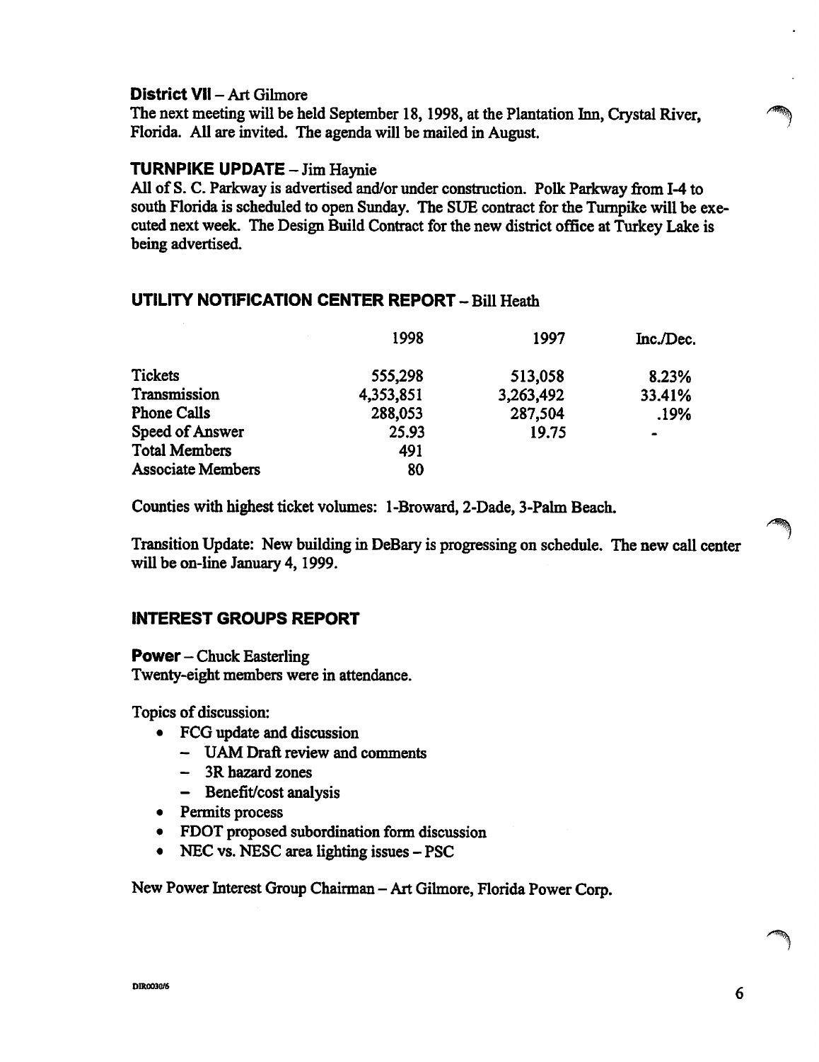**District VII** – Art Gilmore
The next meeting will be held September 18, 1998, at the Plantation Inn, Crystal River, Florida. All are invited. The agenda will be mailed in August.

## TURNPIKE UPDATE – Jim Haynie

All of S. C. Parkway is advertised and/or under construction. Polk Parkway from I-4 to south Florida is scheduled to open Sunday. The SUE contract for the Turnpike will be executed next week. The Design Build Contract for the new district office at Turkey Lake is being advertised.

## UTILITY NOTIFICATION CENTER REPORT – Bill Heath

| | 1998 | 1997 | Inc./Dec. |
|---|---|---|---|
| Tickets | 555,298 | 513,058 | 8.23% |
| Transmission | 4,353,851 | 3,263,492 | 33.41% |
| Phone Calls | 288,053 | 287,504 | .19% |
| Speed of Answer | 25.93 | 19.75 | - |
| Total Members | 491 | | |
| Associate Members | 80 | | |

Counties with highest ticket volumes: 1-Broward, 2-Dade, 3-Palm Beach.

Transition Update: New building in DeBary is progressing on schedule. The new call center will be on-line January 4, 1999.

## INTEREST GROUPS REPORT

**Power** – Chuck Easterling
Twenty-eight members were in attendance.

Topics of discussion:

- FCG update and discussion
  - UAM Draft review and comments
  - 3R hazard zones
  - Benefit/cost analysis
- Permits process
- FDOT proposed subordination form discussion
- NEC vs. NESC area lighting issues – PSC

New Power Interest Group Chairman – Art Gilmore, Florida Power Corp.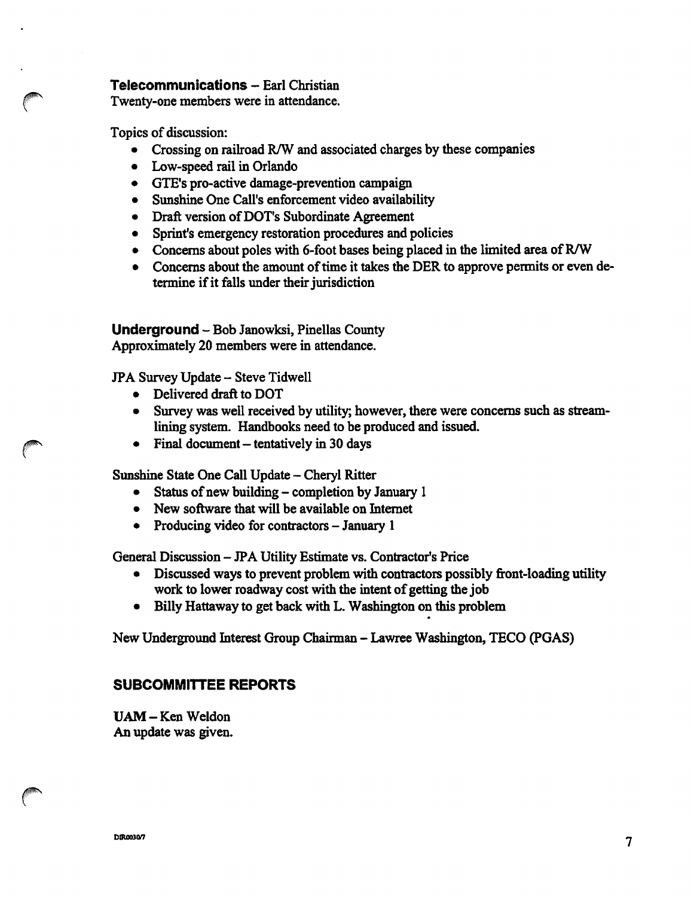**Telecommunications** – Earl Christian
Twenty-one members were in attendance.

Topics of discussion:

- Crossing on railroad R/W and associated charges by these companies
- Low-speed rail in Orlando
- GTE's pro-active damage-prevention campaign
- Sunshine One Call's enforcement video availability
- Draft version of DOT's Subordinate Agreement
- Sprint's emergency restoration procedures and policies
- Concerns about poles with 6-foot bases being placed in the limited area of R/W
- Concerns about the amount of time it takes the DER to approve permits or even determine if it falls under their jurisdiction

**Underground** – Bob Janowksi, Pinellas County
Approximately 20 members were in attendance.

JPA Survey Update – Steve Tidwell

- Delivered draft to DOT
- Survey was well received by utility; however, there were concerns such as streamlining system. Handbooks need to be produced and issued.
- Final document – tentatively in 30 days

Sunshine State One Call Update – Cheryl Ritter

- Status of new building – completion by January 1
- New software that will be available on Internet
- Producing video for contractors – January 1

General Discussion – JPA Utility Estimate vs. Contractor's Price

- Discussed ways to prevent problem with contractors possibly front-loading utility work to lower roadway cost with the intent of getting the job
- Billy Hattaway to get back with L. Washington on this problem

New Underground Interest Group Chairman – Lawree Washington, TECO (PGAS)

## SUBCOMMITTEE REPORTS

**UAM** – Ken Weldon
An update was given.

DIR00307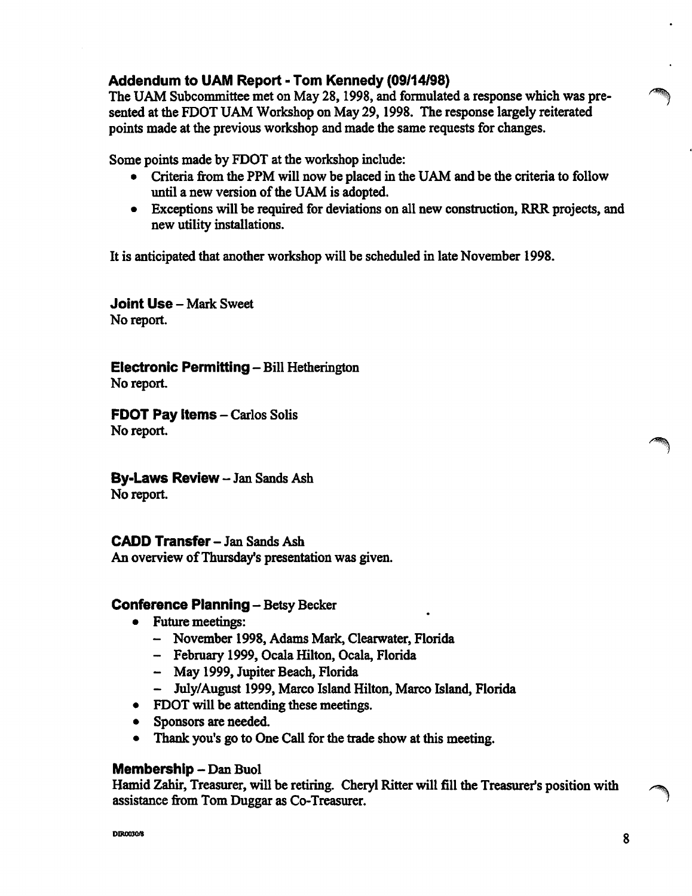### Addendum to UAM Report - Tom Kennedy (09/14/98)

The UAM Subcommittee met on May 28, 1998, and formulated a response which was presented at the FDOT UAM Workshop on May 29, 1998. The response largely reiterated points made at the previous workshop and made the same requests for changes.

Some points made by FDOT at the workshop include:

- Criteria from the PPM will now be placed in the UAM and be the criteria to follow until a new version of the UAM is adopted.
- Exceptions will be required for deviations on all new construction, RRR projects, and new utility installations.

It is anticipated that another workshop will be scheduled in late November 1998.

### Joint Use – Mark Sweet

No report.

### Electronic Permitting – Bill Hetherington

No report.

### FDOT Pay Items – Carlos Solis

No report.

### By-Laws Review – Jan Sands Ash

No report.

### CADD Transfer – Jan Sands Ash

An overview of Thursday's presentation was given.

### Conference Planning – Betsy Becker

- Future meetings:
  - November 1998, Adams Mark, Clearwater, Florida
  - February 1999, Ocala Hilton, Ocala, Florida
  - May 1999, Jupiter Beach, Florida
  - July/August 1999, Marco Island Hilton, Marco Island, Florida
- FDOT will be attending these meetings.
- Sponsors are needed.
- Thank you's go to One Call for the trade show at this meeting.

### Membership – Dan Buol

Hamid Zahir, Treasurer, will be retiring. Cheryl Ritter will fill the Treasurer's position with assistance from Tom Duggar as Co-Treasurer.

DIR0030/8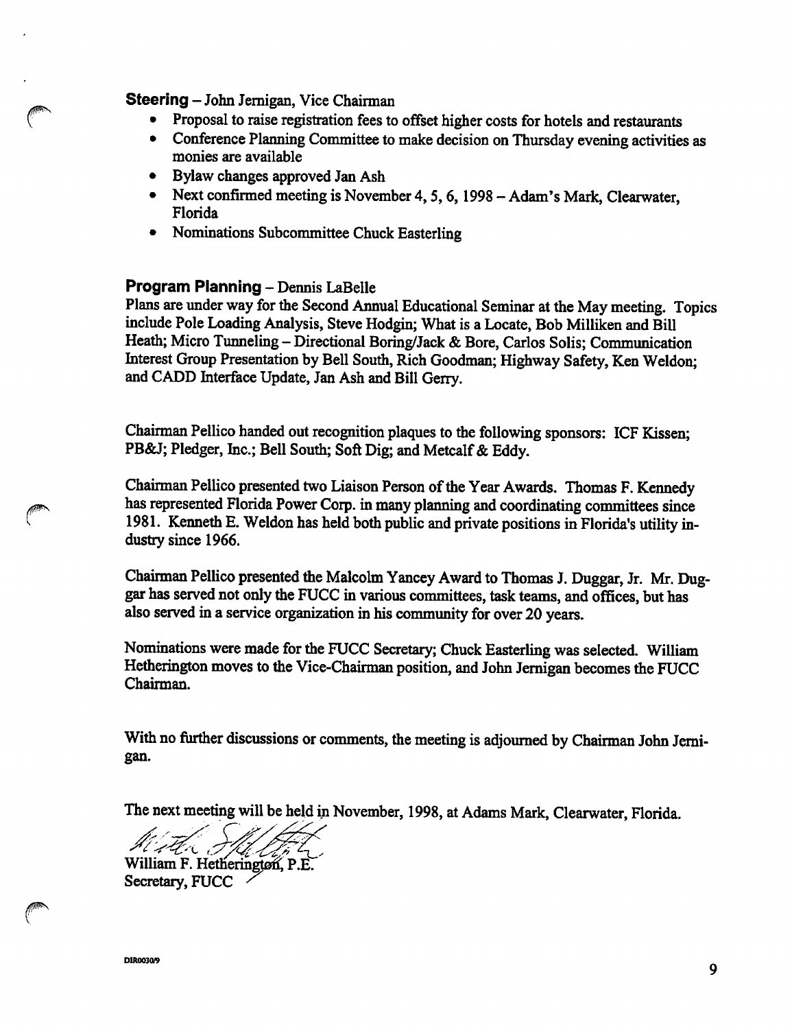**Steering** – John Jernigan, Vice Chairman

- Proposal to raise registration fees to offset higher costs for hotels and restaurants
- Conference Planning Committee to make decision on Thursday evening activities as monies are available
- Bylaw changes approved Jan Ash
- Next confirmed meeting is November 4, 5, 6, 1998 – Adam's Mark, Clearwater, Florida
- Nominations Subcommittee Chuck Easterling

**Program Planning** – Dennis LaBelle

Plans are under way for the Second Annual Educational Seminar at the May meeting. Topics include Pole Loading Analysis, Steve Hodgin; What is a Locate, Bob Milliken and Bill Heath; Micro Tunneling – Directional Boring/Jack & Bore, Carlos Solis; Communication Interest Group Presentation by Bell South, Rich Goodman; Highway Safety, Ken Weldon; and CADD Interface Update, Jan Ash and Bill Gerry.

Chairman Pellico handed out recognition plaques to the following sponsors: ICF Kissen; PB&J; Pledger, Inc.; Bell South; Soft Dig; and Metcalf & Eddy.

Chairman Pellico presented two Liaison Person of the Year Awards. Thomas F. Kennedy has represented Florida Power Corp. in many planning and coordinating committees since 1981. Kenneth E. Weldon has held both public and private positions in Florida's utility industry since 1966.

Chairman Pellico presented the Malcolm Yancey Award to Thomas J. Duggar, Jr. Mr. Duggar has served not only the FUCC in various committees, task teams, and offices, but has also served in a service organization in his community for over 20 years.

Nominations were made for the FUCC Secretary; Chuck Easterling was selected. William Hetherington moves to the Vice-Chairman position, and John Jernigan becomes the FUCC Chairman.

With no further discussions or comments, the meeting is adjourned by Chairman John Jernigan.

The next meeting will be held in November, 1998, at Adams Mark, Clearwater, Florida.

William F. Hetherington, P.E.
Secretary, FUCC

DIR0030/9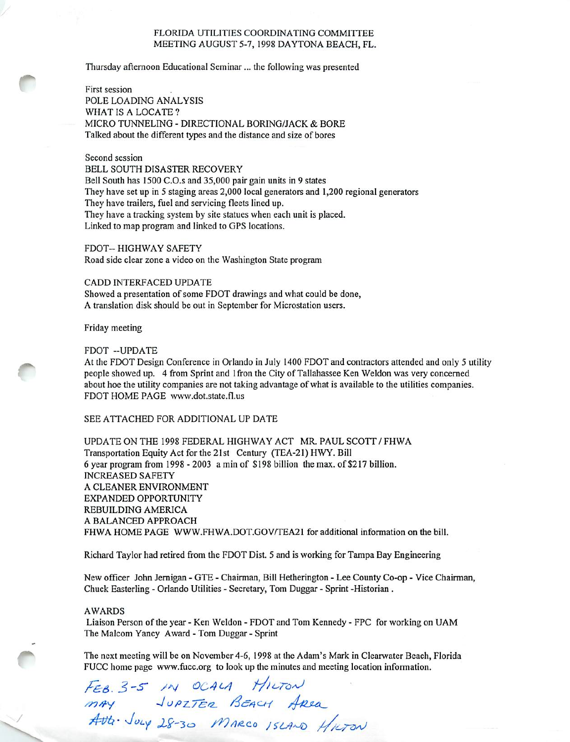FLORIDA UTILITIES COORDINATING COMMITTEE
MEETING AUGUST 5-7, 1998 DAYTONA BEACH, FL.

Thursday afternoon Educational Seminar ... the following was presented

First session
POLE LOADING ANALYSIS
WHAT IS A LOCATE ?
MICRO TUNNELING - DIRECTIONAL BORING/JACK & BORE
Talked about the different types and the distance and size of bores

Second session
BELL SOUTH DISASTER RECOVERY
Bell South has 1500 C.O.s and 35,000 pair gain units in 9 states
They have set up in 5 staging areas 2,000 local generators and 1,200 regional generators
They have trailers, fuel and servicing fleets lined up.
They have a tracking system by site statues when each unit is placed.
Linked to map program and linked to GPS locations.

FDOT-- HIGHWAY SAFETY
Road side clear zone a video on the Washington State program

CADD INTERFACED UPDATE
Showed a presentation of some FDOT drawings and what could be done,
A translation disk should be out in September for Microstation users.

Friday meeting

FDOT --UPDATE
At the FDOT Design Conference in Orlando in July 1400 FDOT and contractors attended and only 5 utility people showed up. 4 from Sprint and 1fron the City of Tallahassee Ken Weldon was very concerned about hoe the utility companies are not taking advantage of what is available to the utilities companies.
FDOT HOME PAGE www.dot.state.fl.us

SEE ATTACHED FOR ADDITIONAL UP DATE

UPDATE ON THE 1998 FEDERAL HIGHWAY ACT MR. PAUL SCOTT / FHWA
Transportation Equity Act for the 21st Century (TEA-21) HWY. Bill
6 year program from 1998 - 2003 a min of $198 billion the max. of $217 billion.
INCREASED SAFETY
A CLEANER ENVIRONMENT
EXPANDED OPPORTUNITY
REBUILDING AMERICA
A BALANCED APPROACH
FHWA HOME PAGE WWW.FHWA.DOT.GOV/TEA21 for additional information on the bill.

Richard Taylor had retired from the FDOT Dist. 5 and is working for Tampa Bay Engineering

New officer John Jernigan - GTE - Chairman, Bill Hetherington - Lee County Co-op - Vice Chairman, Chuck Easterling - Orlando Utilities - Secretary, Tom Duggar - Sprint -Historian .

AWARDS
Liaison Person of the year - Ken Weldon - FDOT and Tom Kennedy - FPC for working on UAM
The Malcom Yancy Award - Tom Duggar - Sprint

The next meeting will be on November 4-6, 1998 at the Adam's Mark in Clearwater Beach, Florida
FUCC home page www.fucc.org to look up the minutes and meeting location information.

FEB. 3-5 IN OCALA HILTON
MAY JUPITER BEACH AREA
AUG. JULY 28-30 MARCO ISLAND HILTON